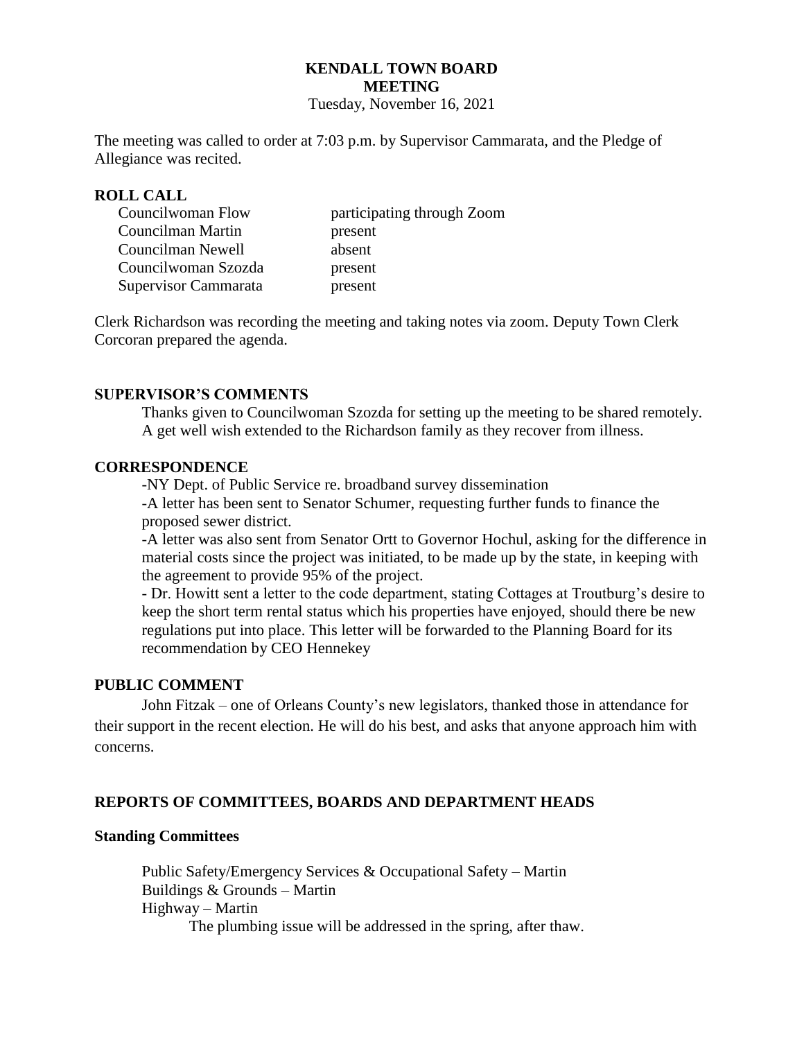# KENDALL TOWN BOARD
# MEETING

Tuesday, November 16, 2021

The meeting was called to order at 7:03 p.m. by Supervisor Cammarata, and the Pledge of Allegiance was recited.

## ROLL CALL

| | |
|---|---|
| Councilwoman Flow | participating through Zoom |
| Councilman Martin | present |
| Councilman Newell | absent |
| Councilwoman Szozda | present |
| Supervisor Cammarata | present |

Clerk Richardson was recording the meeting and taking notes via zoom. Deputy Town Clerk Corcoran prepared the agenda.

## SUPERVISOR'S COMMENTS

Thanks given to Councilwoman Szozda for setting up the meeting to be shared remotely. A get well wish extended to the Richardson family as they recover from illness.

## CORRESPONDENCE

-NY Dept. of Public Service re. broadband survey dissemination

-A letter has been sent to Senator Schumer, requesting further funds to finance the proposed sewer district.

-A letter was also sent from Senator Ortt to Governor Hochul, asking for the difference in material costs since the project was initiated, to be made up by the state, in keeping with the agreement to provide 95% of the project.

- Dr. Howitt sent a letter to the code department, stating Cottages at Troutburg's desire to keep the short term rental status which his properties have enjoyed, should there be new regulations put into place. This letter will be forwarded to the Planning Board for its recommendation by CEO Hennekey

## PUBLIC COMMENT

John Fitzak – one of Orleans County's new legislators, thanked those in attendance for their support in the recent election. He will do his best, and asks that anyone approach him with concerns.

## REPORTS OF COMMITTEES, BOARDS AND DEPARTMENT HEADS

### Standing Committees

Public Safety/Emergency Services & Occupational Safety – Martin
Buildings & Grounds – Martin
Highway – Martin

The plumbing issue will be addressed in the spring, after thaw.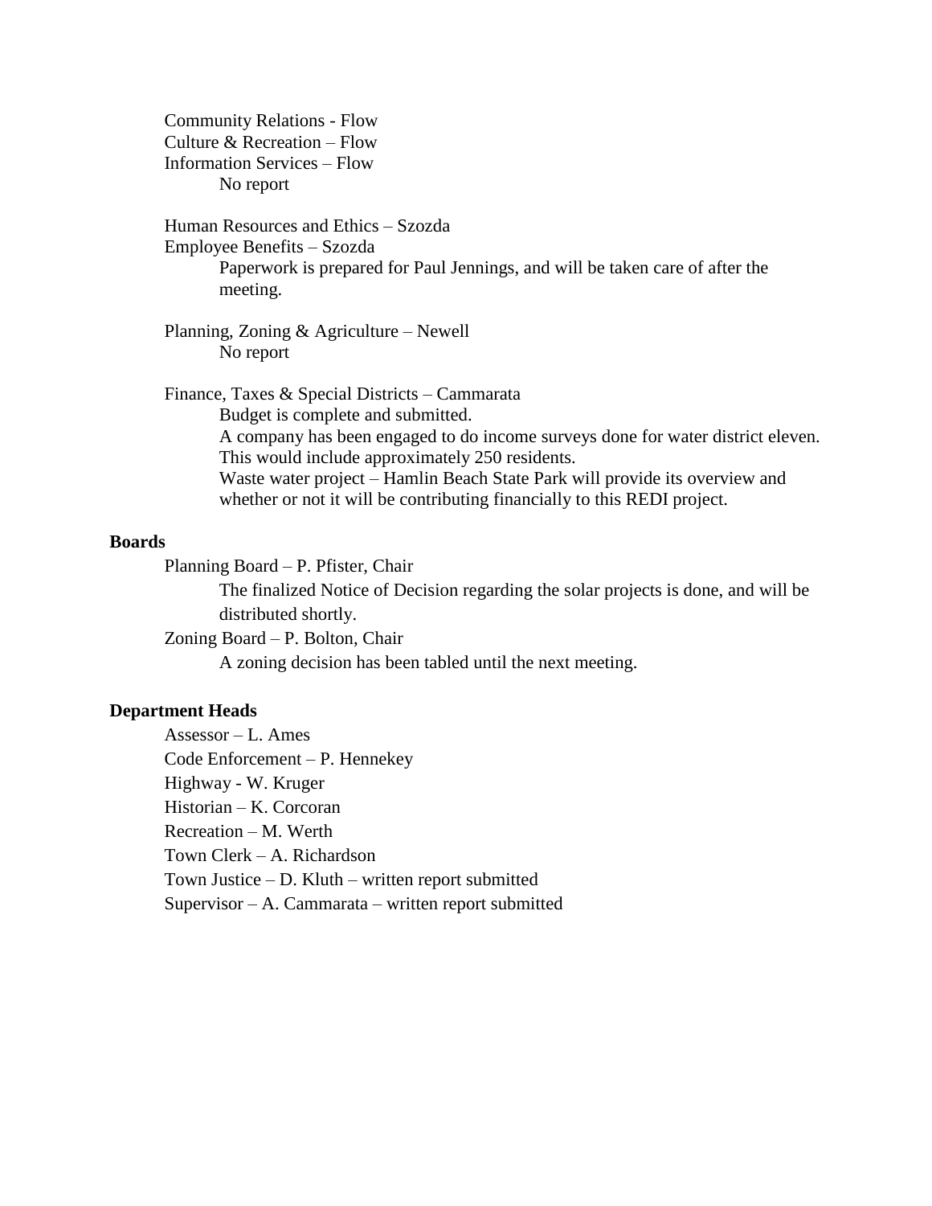Community Relations - Flow
Culture & Recreation – Flow
Information Services – Flow
    No report

Human Resources and Ethics – Szozda
Employee Benefits – Szozda
    Paperwork is prepared for Paul Jennings, and will be taken care of after the meeting.

Planning, Zoning & Agriculture – Newell
    No report

Finance, Taxes & Special Districts – Cammarata
    Budget is complete and submitted.
    A company has been engaged to do income surveys done for water district eleven. This would include approximately 250 residents.
    Waste water project – Hamlin Beach State Park will provide its overview and whether or not it will be contributing financially to this REDI project.

**Boards**

Planning Board – P. Pfister, Chair
    The finalized Notice of Decision regarding the solar projects is done, and will be distributed shortly.

Zoning Board – P. Bolton, Chair
    A zoning decision has been tabled until the next meeting.

**Department Heads**

Assessor – L. Ames
Code Enforcement – P. Hennekey
Highway - W. Kruger
Historian – K. Corcoran
Recreation – M. Werth
Town Clerk – A. Richardson
Town Justice – D. Kluth – written report submitted
Supervisor – A. Cammarata – written report submitted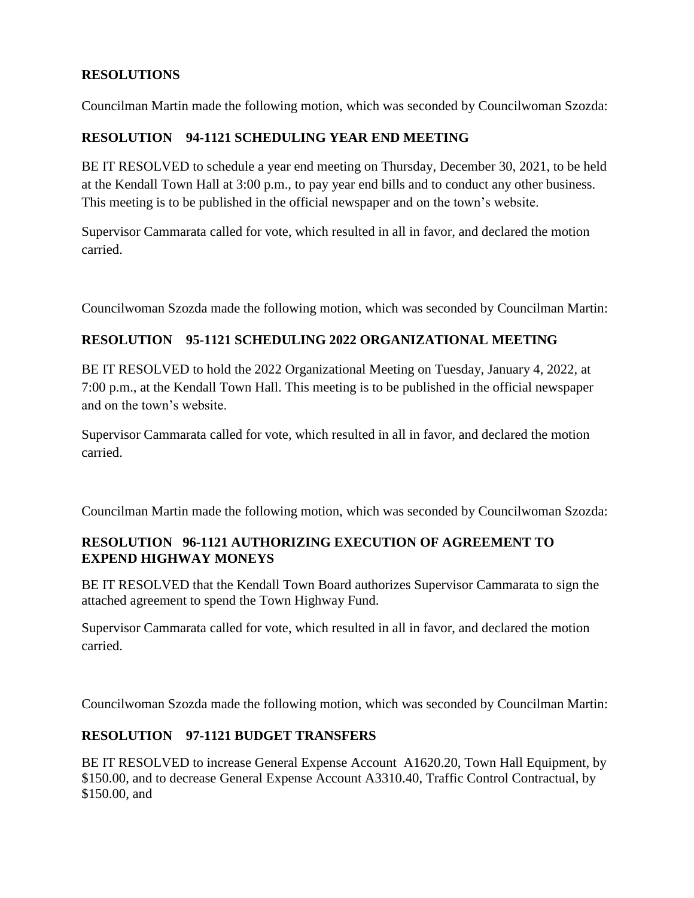## RESOLUTIONS

Councilman Martin made the following motion, which was seconded by Councilwoman Szozda:

### RESOLUTION 94-1121 SCHEDULING YEAR END MEETING

BE IT RESOLVED to schedule a year end meeting on Thursday, December 30, 2021, to be held at the Kendall Town Hall at 3:00 p.m., to pay year end bills and to conduct any other business. This meeting is to be published in the official newspaper and on the town's website.

Supervisor Cammarata called for vote, which resulted in all in favor, and declared the motion carried.

Councilwoman Szozda made the following motion, which was seconded by Councilman Martin:

### RESOLUTION 95-1121 SCHEDULING 2022 ORGANIZATIONAL MEETING

BE IT RESOLVED to hold the 2022 Organizational Meeting on Tuesday, January 4, 2022, at 7:00 p.m., at the Kendall Town Hall. This meeting is to be published in the official newspaper and on the town's website.

Supervisor Cammarata called for vote, which resulted in all in favor, and declared the motion carried.

Councilman Martin made the following motion, which was seconded by Councilwoman Szozda:

### RESOLUTION 96-1121 AUTHORIZING EXECUTION OF AGREEMENT TO EXPEND HIGHWAY MONEYS

BE IT RESOLVED that the Kendall Town Board authorizes Supervisor Cammarata to sign the attached agreement to spend the Town Highway Fund.

Supervisor Cammarata called for vote, which resulted in all in favor, and declared the motion carried.

Councilwoman Szozda made the following motion, which was seconded by Councilman Martin:

### RESOLUTION 97-1121 BUDGET TRANSFERS

BE IT RESOLVED to increase General Expense Account A1620.20, Town Hall Equipment, by $150.00, and to decrease General Expense Account A3310.40, Traffic Control Contractual, by $150.00, and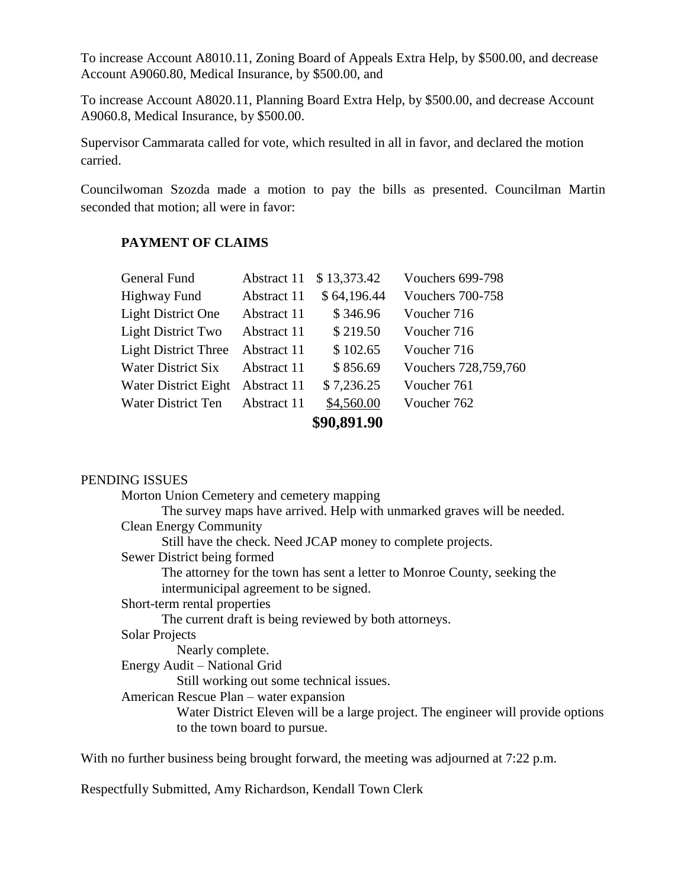To increase Account A8010.11, Zoning Board of Appeals Extra Help, by $500.00, and decrease Account A9060.80, Medical Insurance, by $500.00, and

To increase Account A8020.11, Planning Board Extra Help, by $500.00, and decrease Account A9060.8, Medical Insurance, by $500.00.

Supervisor Cammarata called for vote, which resulted in all in favor, and declared the motion carried.

Councilwoman Szozda made a motion to pay the bills as presented. Councilman Martin seconded that motion; all were in favor:

**PAYMENT OF CLAIMS**

| | | | |
|---|---|---|---|
| General Fund | Abstract 11 | $ 13,373.42 | Vouchers 699-798 |
| Highway Fund | Abstract 11 | $ 64,196.44 | Vouchers 700-758 |
| Light District One | Abstract 11 | $ 346.96 | Voucher 716 |
| Light District Two | Abstract 11 | $ 219.50 | Voucher 716 |
| Light District Three | Abstract 11 | $ 102.65 | Voucher 716 |
| Water District Six | Abstract 11 | $ 856.69 | Vouchers 728,759,760 |
| Water District Eight | Abstract 11 | $ 7,236.25 | Voucher 761 |
| Water District Ten | Abstract 11 | $4,560.00 | Voucher 762 |
| | | **$90,891.90** | |

PENDING ISSUES

- Morton Union Cemetery and cemetery mapping
  - The survey maps have arrived. Help with unmarked graves will be needed.
- Clean Energy Community
  - Still have the check. Need JCAP money to complete projects.
- Sewer District being formed
  - The attorney for the town has sent a letter to Monroe County, seeking the intermunicipal agreement to be signed.
- Short-term rental properties
  - The current draft is being reviewed by both attorneys.
- Solar Projects
  - Nearly complete.
- Energy Audit – National Grid
  - Still working out some technical issues.
- American Rescue Plan – water expansion
  - Water District Eleven will be a large project. The engineer will provide options to the town board to pursue.

With no further business being brought forward, the meeting was adjourned at 7:22 p.m.

Respectfully Submitted, Amy Richardson, Kendall Town Clerk